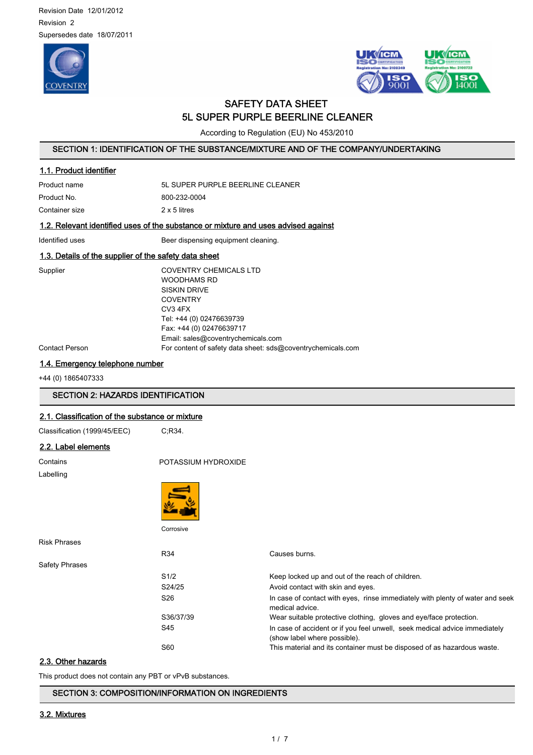Revision Date 12/01/2012

Revision 2

Supersedes date 18/07/2011

# SAFETY DATA SHEET
# 5L SUPER PURPLE BEERLINE CLEANER

According to Regulation (EU) No 453/2010

## SECTION 1: IDENTIFICATION OF THE SUBSTANCE/MIXTURE AND OF THE COMPANY/UNDERTAKING

### 1.1. Product identifier

| | |
|---|---|
| Product name | 5L SUPER PURPLE BEERLINE CLEANER |
| Product No. | 800-232-0004 |
| Container size | 2 x 5 litres |

### 1.2. Relevant identified uses of the substance or mixture and uses advised against

| | |
|---|---|
| Identified uses | Beer dispensing equipment cleaning. |

### 1.3. Details of the supplier of the safety data sheet

| | |
|---|---|
| Supplier | COVENTRY CHEMICALS LTD<br>WOODHAMS RD<br>SISKIN DRIVE<br>COVENTRY<br>CV3 4FX<br>Tel: +44 (0) 02476639739<br>Fax: +44 (0) 02476639717<br>Email: sales@coventrychemicals.com |
| Contact Person | For content of safety data sheet: sds@coventrychemicals.com |

### 1.4. Emergency telephone number

+44 (0) 1865407333

## SECTION 2: HAZARDS IDENTIFICATION

### 2.1. Classification of the substance or mixture

| | |
|---|---|
| Classification (1999/45/EEC) | C;R34. |

### 2.2. Label elements

| | |
|---|---|
| Contains | POTASSIUM HYDROXIDE |

Labelling

Corrosive

Risk Phrases

| | |
|---|---|
| R34 | Causes burns. |

Safety Phrases

| | |
|---|---|
| S1/2 | Keep locked up and out of the reach of children. |
| S24/25 | Avoid contact with skin and eyes. |
| S26 | In case of contact with eyes, rinse immediately with plenty of water and seek medical advice. |
| S36/37/39 | Wear suitable protective clothing, gloves and eye/face protection. |
| S45 | In case of accident or if you feel unwell, seek medical advice immediately (show label where possible). |
| S60 | This material and its container must be disposed of as hazardous waste. |

### 2.3. Other hazards

This product does not contain any PBT or vPvB substances.

## SECTION 3: COMPOSITION/INFORMATION ON INGREDIENTS

### 3.2. Mixtures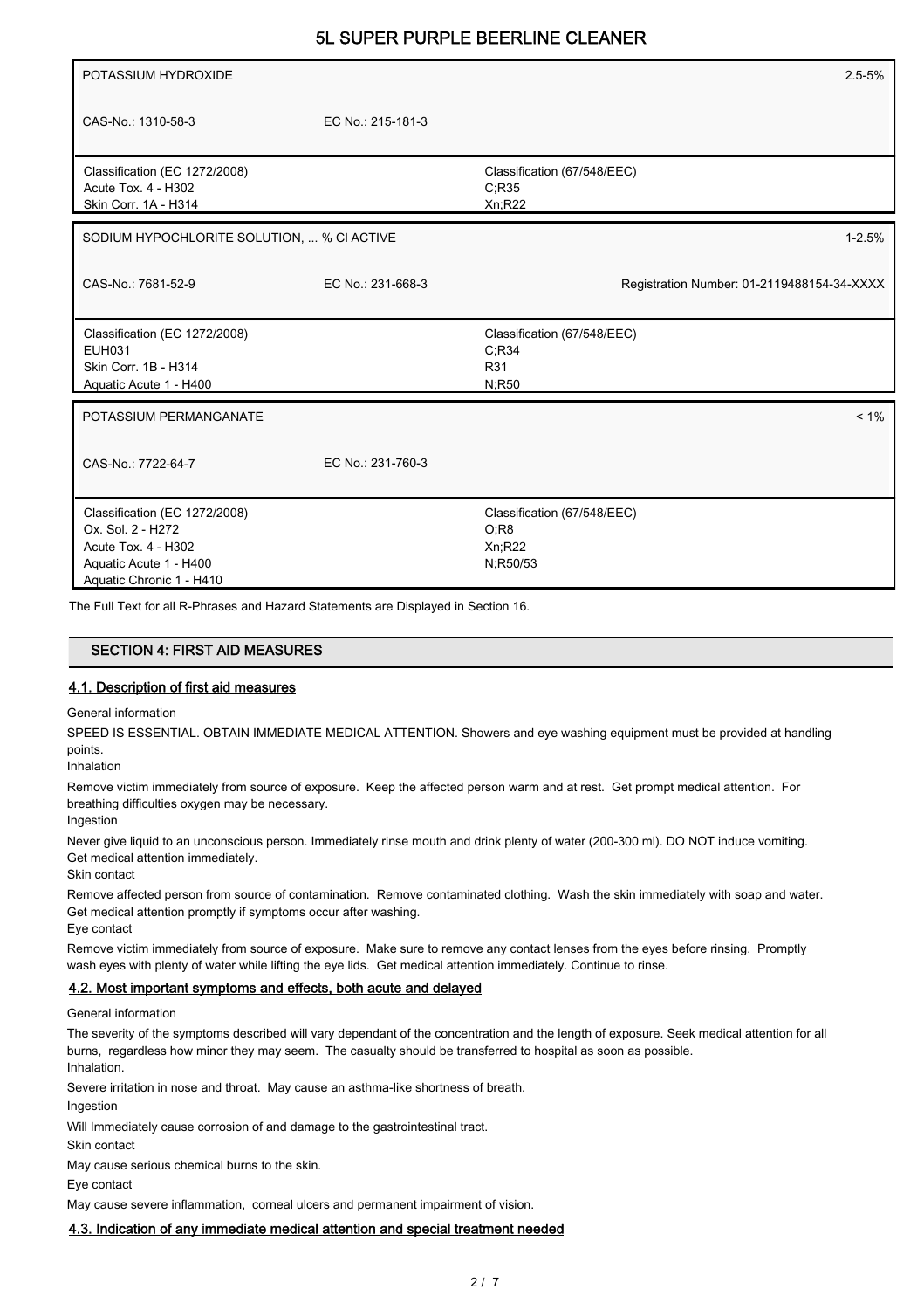| POTASSIUM HYDROXIDE | | | 2.5-5% |
|---|---|---|---|
| CAS-No.: 1310-58-3 | EC No.: 215-181-3 | | |
| Classification (EC 1272/2008)<br>Acute Tox. 4 - H302<br>Skin Corr. 1A - H314 | | Classification (67/548/EEC)<br>C;R35<br>Xn;R22 | |

| SODIUM HYPOCHLORITE SOLUTION, ... % Cl ACTIVE | | | 1-2.5% |
|---|---|---|---|
| CAS-No.: 7681-52-9 | EC No.: 231-668-3 | | Registration Number: 01-2119488154-34-XXXX |
| Classification (EC 1272/2008)<br>EUH031<br>Skin Corr. 1B - H314<br>Aquatic Acute 1 - H400 | | Classification (67/548/EEC)<br>C;R34<br>R31<br>N;R50 | |

| POTASSIUM PERMANGANATE | | | < 1% |
|---|---|---|---|
| CAS-No.: 7722-64-7 | EC No.: 231-760-3 | | |
| Classification (EC 1272/2008)<br>Ox. Sol. 2 - H272<br>Acute Tox. 4 - H302<br>Aquatic Acute 1 - H400<br>Aquatic Chronic 1 - H410 | | Classification (67/548/EEC)<br>O;R8<br>Xn;R22<br>N;R50/53 | |

The Full Text for all R-Phrases and Hazard Statements are Displayed in Section 16.

## SECTION 4: FIRST AID MEASURES

### 4.1. Description of first aid measures

General information

SPEED IS ESSENTIAL. OBTAIN IMMEDIATE MEDICAL ATTENTION. Showers and eye washing equipment must be provided at handling points.

Inhalation

Remove victim immediately from source of exposure. Keep the affected person warm and at rest. Get prompt medical attention. For breathing difficulties oxygen may be necessary.

Ingestion

Never give liquid to an unconscious person. Immediately rinse mouth and drink plenty of water (200-300 ml). DO NOT induce vomiting. Get medical attention immediately.

Skin contact

Remove affected person from source of contamination. Remove contaminated clothing. Wash the skin immediately with soap and water. Get medical attention promptly if symptoms occur after washing.

Eye contact

Remove victim immediately from source of exposure. Make sure to remove any contact lenses from the eyes before rinsing. Promptly wash eyes with plenty of water while lifting the eye lids. Get medical attention immediately. Continue to rinse.

### 4.2. Most important symptoms and effects, both acute and delayed

General information

The severity of the symptoms described will vary dependant of the concentration and the length of exposure. Seek medical attention for all burns, regardless how minor they may seem. The casualty should be transferred to hospital as soon as possible.

Inhalation.

Severe irritation in nose and throat. May cause an asthma-like shortness of breath.

Ingestion

Will Immediately cause corrosion of and damage to the gastrointestinal tract.

Skin contact

May cause serious chemical burns to the skin.

Eye contact

May cause severe inflammation, corneal ulcers and permanent impairment of vision.

### 4.3. Indication of any immediate medical attention and special treatment needed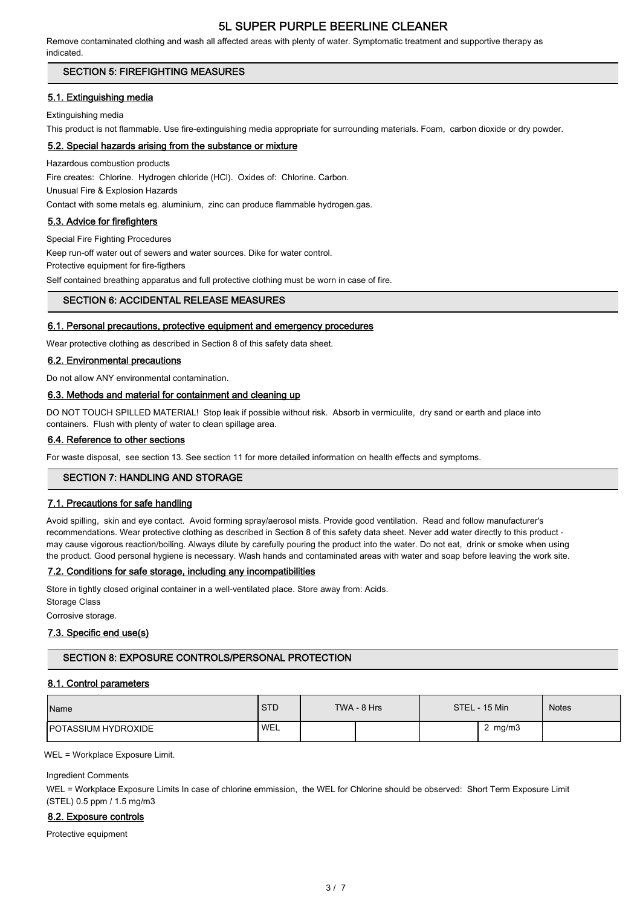Remove contaminated clothing and wash all affected areas with plenty of water. Symptomatic treatment and supportive therapy as indicated.

## SECTION 5: FIREFIGHTING MEASURES

### 5.1. Extinguishing media

Extinguishing media

This product is not flammable. Use fire-extinguishing media appropriate for surrounding materials. Foam, carbon dioxide or dry powder.

### 5.2. Special hazards arising from the substance or mixture

Hazardous combustion products

Fire creates: Chlorine. Hydrogen chloride (HCl). Oxides of: Chlorine. Carbon.

Unusual Fire & Explosion Hazards

Contact with some metals eg. aluminium, zinc can produce flammable hydrogen.gas.

### 5.3. Advice for firefighters

Special Fire Fighting Procedures

Keep run-off water out of sewers and water sources. Dike for water control.

Protective equipment for fire-figthers

Self contained breathing apparatus and full protective clothing must be worn in case of fire.

## SECTION 6: ACCIDENTAL RELEASE MEASURES

### 6.1. Personal precautions, protective equipment and emergency procedures

Wear protective clothing as described in Section 8 of this safety data sheet.

### 6.2. Environmental precautions

Do not allow ANY environmental contamination.

### 6.3. Methods and material for containment and cleaning up

DO NOT TOUCH SPILLED MATERIAL! Stop leak if possible without risk. Absorb in vermiculite, dry sand or earth and place into containers. Flush with plenty of water to clean spillage area.

### 6.4. Reference to other sections

For waste disposal, see section 13. See section 11 for more detailed information on health effects and symptoms.

## SECTION 7: HANDLING AND STORAGE

### 7.1. Precautions for safe handling

Avoid spilling, skin and eye contact. Avoid forming spray/aerosol mists. Provide good ventilation. Read and follow manufacturer's recommendations. Wear protective clothing as described in Section 8 of this safety data sheet. Never add water directly to this product - may cause vigorous reaction/boiling. Always dilute by carefully pouring the product into the water. Do not eat, drink or smoke when using the product. Good personal hygiene is necessary. Wash hands and contaminated areas with water and soap before leaving the work site.

### 7.2. Conditions for safe storage, including any incompatibilities

Store in tightly closed original container in a well-ventilated place. Store away from: Acids.

Storage Class

Corrosive storage.

### 7.3. Specific end use(s)

## SECTION 8: EXPOSURE CONTROLS/PERSONAL PROTECTION

### 8.1. Control parameters

| Name | STD | TWA - 8 Hrs | | STEL - 15 Min | | Notes |
|---|---|---|---|---|---|---|
| POTASSIUM HYDROXIDE | WEL | | | | 2 mg/m3 | |

WEL = Workplace Exposure Limit.

Ingredient Comments

WEL = Workplace Exposure Limits In case of chlorine emmission, the WEL for Chlorine should be observed: Short Term Exposure Limit (STEL) 0.5 ppm / 1.5 mg/m3

### 8.2. Exposure controls

Protective equipment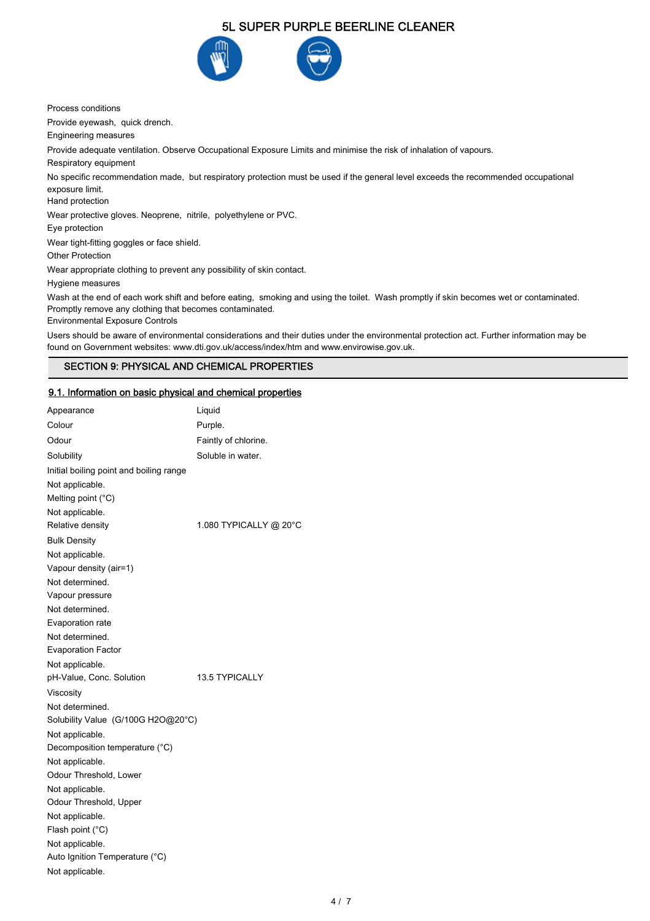Process conditions

Provide eyewash, quick drench.

Engineering measures

Provide adequate ventilation. Observe Occupational Exposure Limits and minimise the risk of inhalation of vapours.

Respiratory equipment

No specific recommendation made, but respiratory protection must be used if the general level exceeds the recommended occupational exposure limit.

Hand protection

Wear protective gloves. Neoprene, nitrile, polyethylene or PVC.

Eye protection

Wear tight-fitting goggles or face shield.

Other Protection

Wear appropriate clothing to prevent any possibility of skin contact.

Hygiene measures

Wash at the end of each work shift and before eating, smoking and using the toilet. Wash promptly if skin becomes wet or contaminated. Promptly remove any clothing that becomes contaminated.

Environmental Exposure Controls

Users should be aware of environmental considerations and their duties under the environmental protection act. Further information may be found on Government websites: www.dti.gov.uk/access/index/htm and www.envirowise.gov.uk.

## SECTION 9: PHYSICAL AND CHEMICAL PROPERTIES

### 9.1. Information on basic physical and chemical properties

| | |
|---|---|
| Appearance | Liquid |
| Colour | Purple. |
| Odour | Faintly of chlorine. |
| Solubility | Soluble in water. |
| Initial boiling point and boiling range | Not applicable. |
| Melting point (°C) | Not applicable. |
| Relative density | 1.080 TYPICALLY @ 20°C |
| Bulk Density | Not applicable. |
| Vapour density (air=1) | Not determined. |
| Vapour pressure | Not determined. |
| Evaporation rate | Not determined. |
| Evaporation Factor | Not applicable. |
| pH-Value, Conc. Solution | 13.5 TYPICALLY |
| Viscosity | Not determined. |
| Solubility Value (G/100G H2O@20°C) | Not applicable. |
| Decomposition temperature (°C) | Not applicable. |
| Odour Threshold, Lower | Not applicable. |
| Odour Threshold, Upper | Not applicable. |
| Flash point (°C) | Not applicable. |
| Auto Ignition Temperature (°C) | Not applicable. |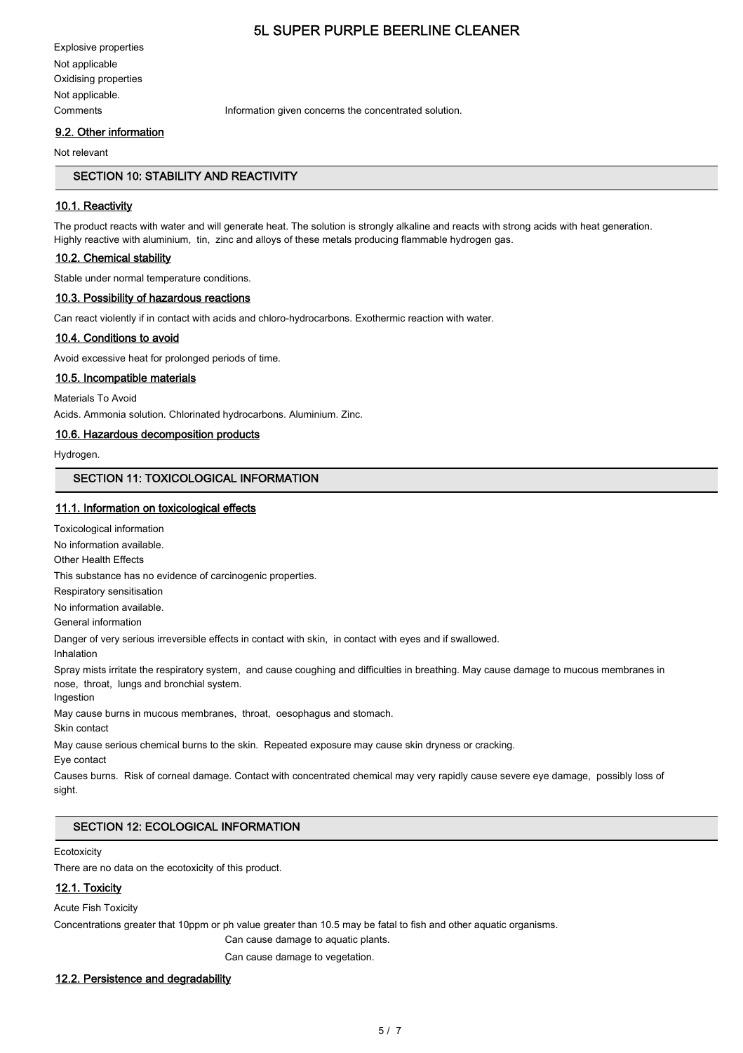Explosive properties

Not applicable

Oxidising properties

Not applicable.

Comments Information given concerns the concentrated solution.

### 9.2. Other information

Not relevant

## SECTION 10: STABILITY AND REACTIVITY

### 10.1. Reactivity

The product reacts with water and will generate heat. The solution is strongly alkaline and reacts with strong acids with heat generation. Highly reactive with aluminium, tin, zinc and alloys of these metals producing flammable hydrogen gas.

### 10.2. Chemical stability

Stable under normal temperature conditions.

### 10.3. Possibility of hazardous reactions

Can react violently if in contact with acids and chloro-hydrocarbons. Exothermic reaction with water.

### 10.4. Conditions to avoid

Avoid excessive heat for prolonged periods of time.

### 10.5. Incompatible materials

Materials To Avoid

Acids. Ammonia solution. Chlorinated hydrocarbons. Aluminium. Zinc.

### 10.6. Hazardous decomposition products

Hydrogen.

## SECTION 11: TOXICOLOGICAL INFORMATION

### 11.1. Information on toxicological effects

Toxicological information

No information available.

Other Health Effects

This substance has no evidence of carcinogenic properties.

Respiratory sensitisation

No information available.

General information

Danger of very serious irreversible effects in contact with skin, in contact with eyes and if swallowed.

Inhalation

Spray mists irritate the respiratory system, and cause coughing and difficulties in breathing. May cause damage to mucous membranes in nose, throat, lungs and bronchial system.

Ingestion

May cause burns in mucous membranes, throat, oesophagus and stomach.

Skin contact

May cause serious chemical burns to the skin. Repeated exposure may cause skin dryness or cracking.

Eye contact

Causes burns. Risk of corneal damage. Contact with concentrated chemical may very rapidly cause severe eye damage, possibly loss of sight.

## SECTION 12: ECOLOGICAL INFORMATION

Ecotoxicity

There are no data on the ecotoxicity of this product.

### 12.1. Toxicity

Acute Fish Toxicity

Concentrations greater that 10ppm or ph value greater than 10.5 may be fatal to fish and other aquatic organisms.

Can cause damage to aquatic plants.

Can cause damage to vegetation.

### 12.2. Persistence and degradability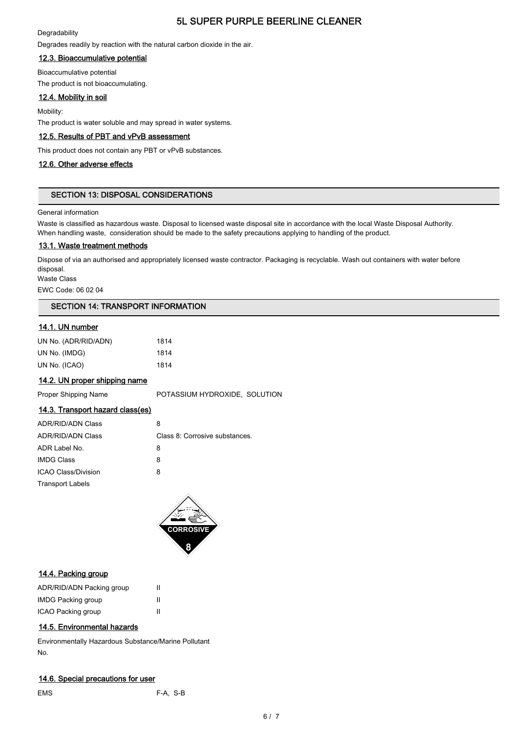Degradability

Degrades readily by reaction with the natural carbon dioxide in the air.

### 12.3. Bioaccumulative potential

Bioaccumulative potential

The product is not bioaccumulating.

### 12.4. Mobility in soil

Mobility:

The product is water soluble and may spread in water systems.

### 12.5. Results of PBT and vPvB assessment

This product does not contain any PBT or vPvB substances.

### 12.6. Other adverse effects

## SECTION 13: DISPOSAL CONSIDERATIONS

General information

Waste is classified as hazardous waste. Disposal to licensed waste disposal site in accordance with the local Waste Disposal Authority. When handling waste, consideration should be made to the safety precautions applying to handling of the product.

### 13.1. Waste treatment methods

Dispose of via an authorised and appropriately licensed waste contractor. Packaging is recyclable. Wash out containers with water before disposal.

Waste Class

EWC Code: 06 02 04

## SECTION 14: TRANSPORT INFORMATION

### 14.1. UN number

| | |
|---|---|
| UN No. (ADR/RID/ADN) | 1814 |
| UN No. (IMDG) | 1814 |
| UN No. (ICAO) | 1814 |

### 14.2. UN proper shipping name

| | |
|---|---|
| Proper Shipping Name | POTASSIUM HYDROXIDE, SOLUTION |

### 14.3. Transport hazard class(es)

| | |
|---|---|
| ADR/RID/ADN Class | 8 |
| ADR/RID/ADN Class | Class 8: Corrosive substances. |
| ADR Label No. | 8 |
| IMDG Class | 8 |
| ICAO Class/Division | 8 |

Transport Labels

### 14.4. Packing group

| | |
|---|---|
| ADR/RID/ADN Packing group | II |
| IMDG Packing group | II |
| ICAO Packing group | II |

### 14.5. Environmental hazards

Environmentally Hazardous Substance/Marine Pollutant

No.

### 14.6. Special precautions for user

| | |
|---|---|
| EMS | F-A, S-B |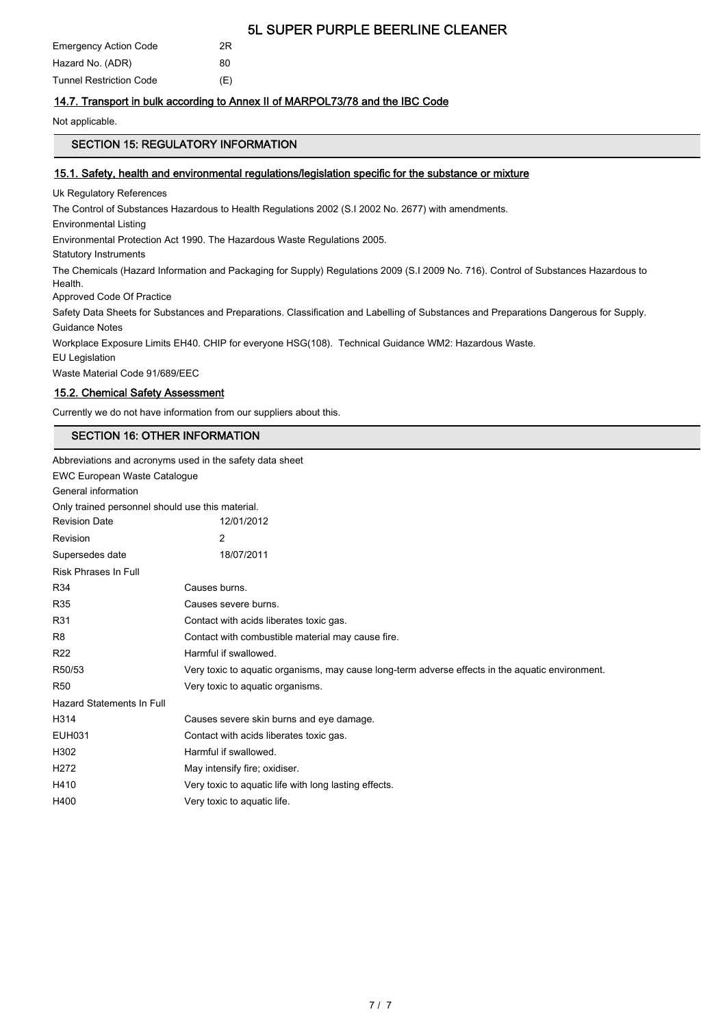| | |
|---|---|
| Emergency Action Code | 2R |
| Hazard No. (ADR) | 80 |
| Tunnel Restriction Code | (E) |

### 14.7. Transport in bulk according to Annex II of MARPOL73/78 and the IBC Code

Not applicable.

## SECTION 15: REGULATORY INFORMATION

### 15.1. Safety, health and environmental regulations/legislation specific for the substance or mixture

Uk Regulatory References

The Control of Substances Hazardous to Health Regulations 2002 (S.I 2002 No. 2677) with amendments.

Environmental Listing

Environmental Protection Act 1990. The Hazardous Waste Regulations 2005.

Statutory Instruments

The Chemicals (Hazard Information and Packaging for Supply) Regulations 2009 (S.I 2009 No. 716). Control of Substances Hazardous to Health.

Approved Code Of Practice

Safety Data Sheets for Substances and Preparations. Classification and Labelling of Substances and Preparations Dangerous for Supply.

Guidance Notes

Workplace Exposure Limits EH40. CHIP for everyone HSG(108). Technical Guidance WM2: Hazardous Waste.

EU Legislation

Waste Material Code 91/689/EEC

### 15.2. Chemical Safety Assessment

Currently we do not have information from our suppliers about this.

## SECTION 16: OTHER INFORMATION

Abbreviations and acronyms used in the safety data sheet

EWC European Waste Catalogue

General information

Only trained personnel should use this material.

| | |
|---|---|
| Revision Date | 12/01/2012 |
| Revision | 2 |
| Supersedes date | 18/07/2011 |

Risk Phrases In Full

| | |
|---|---|
| R34 | Causes burns. |
| R35 | Causes severe burns. |
| R31 | Contact with acids liberates toxic gas. |
| R8 | Contact with combustible material may cause fire. |
| R22 | Harmful if swallowed. |
| R50/53 | Very toxic to aquatic organisms, may cause long-term adverse effects in the aquatic environment. |
| R50 | Very toxic to aquatic organisms. |

Hazard Statements In Full

| | |
|---|---|
| H314 | Causes severe skin burns and eye damage. |
| EUH031 | Contact with acids liberates toxic gas. |
| H302 | Harmful if swallowed. |
| H272 | May intensify fire; oxidiser. |
| H410 | Very toxic to aquatic life with long lasting effects. |
| H400 | Very toxic to aquatic life. |